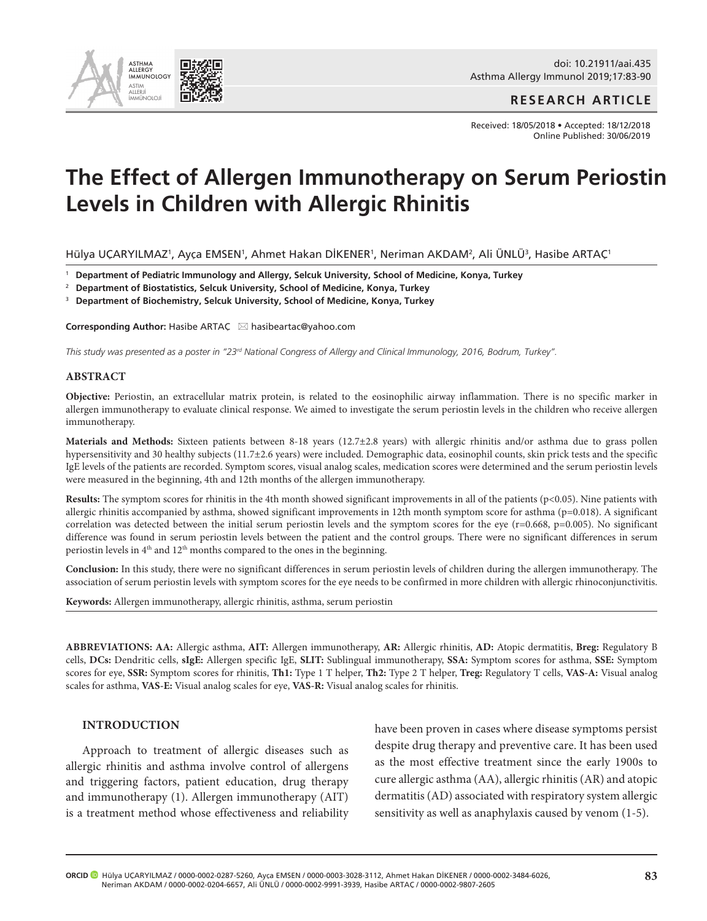**RESEARCH ARTICLE**

Received: 18/05/2018 • Accepted: 18/12/2018
Online Published: 30/06/2019

# The Effect of Allergen Immunotherapy on Serum Periostin Levels in Children with Allergic Rhinitis

Hülya UÇARYILMAZ[1], Ayça EMSEN[1], Ahmet Hakan DİKENER[1], Neriman AKDAM[2], Ali ÜNLÜ[3], Hasibe ARTAÇ[1]

[1] **Department of Pediatric Immunology and Allergy, Selcuk University, School of Medicine, Konya, Turkey**
[2] **Department of Biostatistics, Selcuk University, School of Medicine, Konya, Turkey**
[3] **Department of Biochemistry, Selcuk University, School of Medicine, Konya, Turkey**

**Corresponding Author:** Hasibe ARTAÇ ✉ hasibeartac@yahoo.com

*This study was presented as a poster in "23rd National Congress of Allergy and Clinical Immunology, 2016, Bodrum, Turkey".*

## ABSTRACT

**Objective:** Periostin, an extracellular matrix protein, is related to the eosinophilic airway inflammation. There is no specific marker in allergen immunotherapy to evaluate clinical response. We aimed to investigate the serum periostin levels in the children who receive allergen immunotherapy.

**Materials and Methods:** Sixteen patients between 8-18 years (12.7±2.8 years) with allergic rhinitis and/or asthma due to grass pollen hypersensitivity and 30 healthy subjects (11.7±2.6 years) were included. Demographic data, eosinophil counts, skin prick tests and the specific IgE levels of the patients are recorded. Symptom scores, visual analog scales, medication scores were determined and the serum periostin levels were measured in the beginning, 4th and 12th months of the allergen immunotherapy.

**Results:** The symptom scores for rhinitis in the 4th month showed significant improvements in all of the patients ($p<0.05$). Nine patients with allergic rhinitis accompanied by asthma, showed significant improvements in 12th month symptom score for asthma ($p=0.018$). A significant correlation was detected between the initial serum periostin levels and the symptom scores for the eye ($r=0.668$, $p=0.005$). No significant difference was found in serum periostin levels between the patient and the control groups. There were no significant differences in serum periostin levels in 4th and 12th months compared to the ones in the beginning.

**Conclusion:** In this study, there were no significant differences in serum periostin levels of children during the allergen immunotherapy. The association of serum periostin levels with symptom scores for the eye needs to be confirmed in more children with allergic rhinoconjunctivitis.

**Keywords:** Allergen immunotherapy, allergic rhinitis, asthma, serum periostin

**ABBREVIATIONS: AA:** Allergic asthma, **AIT:** Allergen immunotherapy, **AR:** Allergic rhinitis, **AD:** Atopic dermatitis, **Breg:** Regulatory B cells, **DCs:** Dendritic cells, **sIgE:** Allergen specific IgE, **SLIT:** Sublingual immunotherapy, **SSA:** Symptom scores for asthma, **SSE:** Symptom scores for eye, **SSR:** Symptom scores for rhinitis, **Th1:** Type 1 T helper, **Th2:** Type 2 T helper, **Treg:** Regulatory T cells, **VAS-A:** Visual analog scales for asthma, **VAS-E:** Visual analog scales for eye, **VAS-R:** Visual analog scales for rhinitis.

## INTRODUCTION

Approach to treatment of allergic diseases such as allergic rhinitis and asthma involve control of allergens and triggering factors, patient education, drug therapy and immunotherapy (1). Allergen immunotherapy (AIT) is a treatment method whose effectiveness and reliability have been proven in cases where disease symptoms persist despite drug therapy and preventive care. It has been used as the most effective treatment since the early 1900s to cure allergic asthma (AA), allergic rhinitis (AR) and atopic dermatitis (AD) associated with respiratory system allergic sensitivity as well as anaphylaxis caused by venom (1-5).

ORCID Hülya UÇARYILMAZ / 0000-0002-0287-5260, Ayça EMSEN / 0000-0003-3028-3112, Ahmet Hakan DİKENER / 0000-0002-3484-6026, Neriman AKDAM / 0000-0002-0204-6657, Ali ÜNLÜ / 0000-0002-9991-3939, Hasibe ARTAÇ / 0000-0002-9807-2605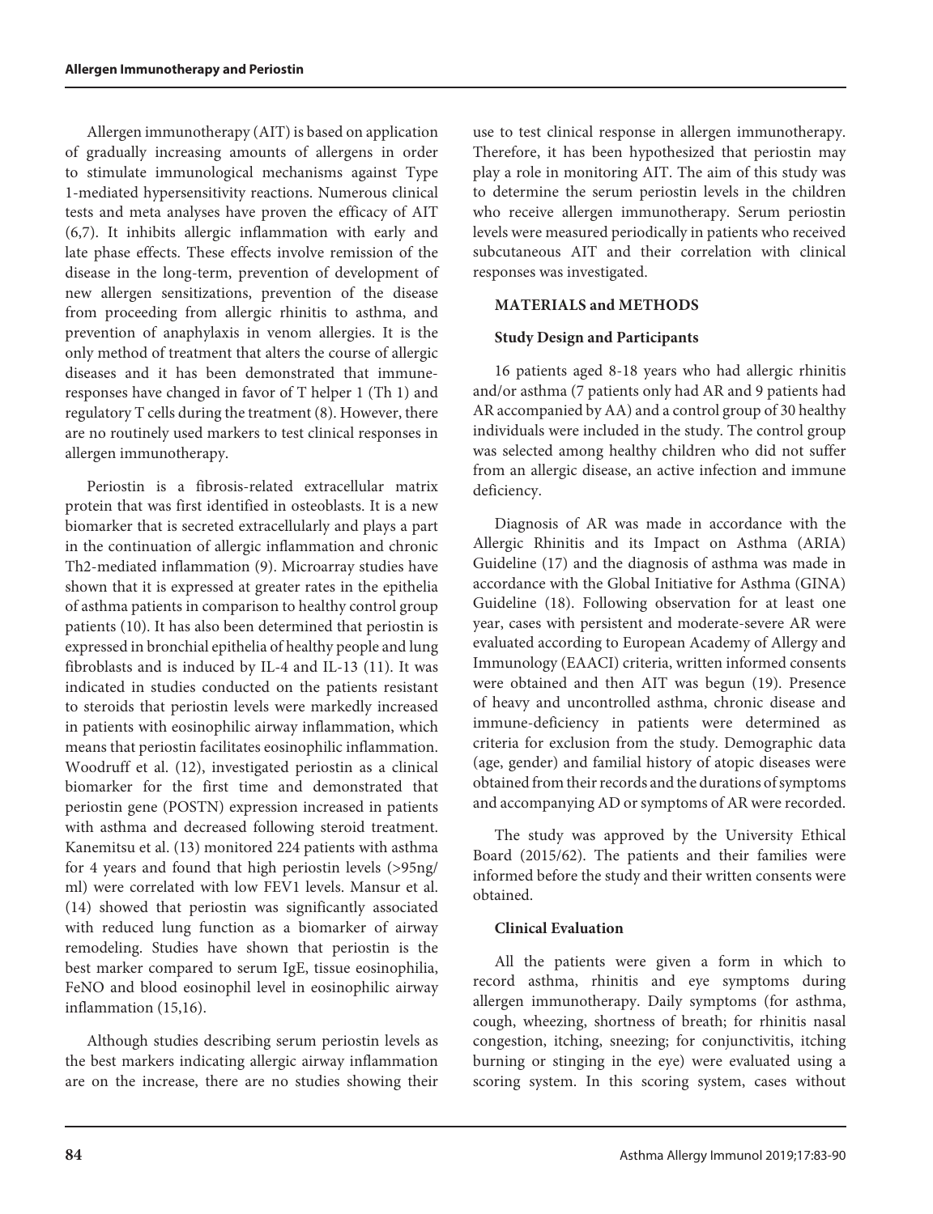Allergen immunotherapy (AIT) is based on application of gradually increasing amounts of allergens in order to stimulate immunological mechanisms against Type 1-mediated hypersensitivity reactions. Numerous clinical tests and meta analyses have proven the efficacy of AIT (6,7). It inhibits allergic inflammation with early and late phase effects. These effects involve remission of the disease in the long-term, prevention of development of new allergen sensitizations, prevention of the disease from proceeding from allergic rhinitis to asthma, and prevention of anaphylaxis in venom allergies. It is the only method of treatment that alters the course of allergic diseases and it has been demonstrated that immune-responses have changed in favor of T helper 1 (Th 1) and regulatory T cells during the treatment (8). However, there are no routinely used markers to test clinical responses in allergen immunotherapy.

Periostin is a fibrosis-related extracellular matrix protein that was first identified in osteoblasts. It is a new biomarker that is secreted extracellularly and plays a part in the continuation of allergic inflammation and chronic Th2-mediated inflammation (9). Microarray studies have shown that it is expressed at greater rates in the epithelia of asthma patients in comparison to healthy control group patients (10). It has also been determined that periostin is expressed in bronchial epithelia of healthy people and lung fibroblasts and is induced by IL-4 and IL-13 (11). It was indicated in studies conducted on the patients resistant to steroids that periostin levels were markedly increased in patients with eosinophilic airway inflammation, which means that periostin facilitates eosinophilic inflammation. Woodruff et al. (12), investigated periostin as a clinical biomarker for the first time and demonstrated that periostin gene (POSTN) expression increased in patients with asthma and decreased following steroid treatment. Kanemitsu et al. (13) monitored 224 patients with asthma for 4 years and found that high periostin levels (>95ng/ml) were correlated with low FEV1 levels. Mansur et al. (14) showed that periostin was significantly associated with reduced lung function as a biomarker of airway remodeling. Studies have shown that periostin is the best marker compared to serum IgE, tissue eosinophilia, FeNO and blood eosinophil level in eosinophilic airway inflammation (15,16).

Although studies describing serum periostin levels as the best markers indicating allergic airway inflammation are on the increase, there are no studies showing their use to test clinical response in allergen immunotherapy. Therefore, it has been hypothesized that periostin may play a role in monitoring AIT. The aim of this study was to determine the serum periostin levels in the children who receive allergen immunotherapy. Serum periostin levels were measured periodically in patients who received subcutaneous AIT and their correlation with clinical responses was investigated.

## MATERIALS and METHODS

### Study Design and Participants

16 patients aged 8-18 years who had allergic rhinitis and/or asthma (7 patients only had AR and 9 patients had AR accompanied by AA) and a control group of 30 healthy individuals were included in the study. The control group was selected among healthy children who did not suffer from an allergic disease, an active infection and immune deficiency.

Diagnosis of AR was made in accordance with the Allergic Rhinitis and its Impact on Asthma (ARIA) Guideline (17) and the diagnosis of asthma was made in accordance with the Global Initiative for Asthma (GINA) Guideline (18). Following observation for at least one year, cases with persistent and moderate-severe AR were evaluated according to European Academy of Allergy and Immunology (EAACI) criteria, written informed consents were obtained and then AIT was begun (19). Presence of heavy and uncontrolled asthma, chronic disease and immune-deficiency in patients were determined as criteria for exclusion from the study. Demographic data (age, gender) and familial history of atopic diseases were obtained from their records and the durations of symptoms and accompanying AD or symptoms of AR were recorded.

The study was approved by the University Ethical Board (2015/62). The patients and their families were informed before the study and their written consents were obtained.

### Clinical Evaluation

All the patients were given a form in which to record asthma, rhinitis and eye symptoms during allergen immunotherapy. Daily symptoms (for asthma, cough, wheezing, shortness of breath; for rhinitis nasal congestion, itching, sneezing; for conjunctivitis, itching burning or stinging in the eye) were evaluated using a scoring system. In this scoring system, cases without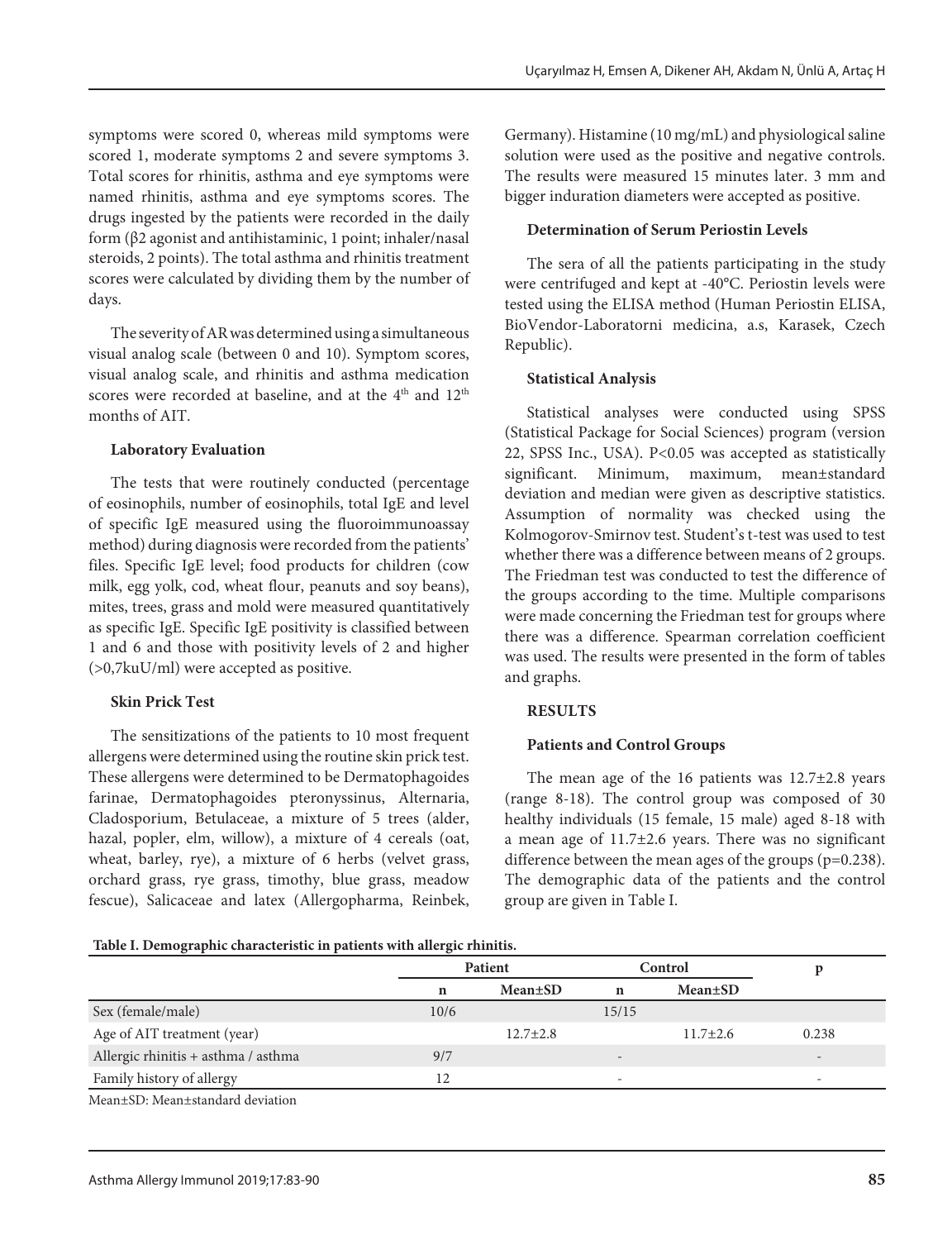symptoms were scored 0, whereas mild symptoms were scored 1, moderate symptoms 2 and severe symptoms 3. Total scores for rhinitis, asthma and eye symptoms were named rhinitis, asthma and eye symptoms scores. The drugs ingested by the patients were recorded in the daily form (β2 agonist and antihistaminic, 1 point; inhaler/nasal steroids, 2 points). The total asthma and rhinitis treatment scores were calculated by dividing them by the number of days.

The severity of AR was determined using a simultaneous visual analog scale (between 0 and 10). Symptom scores, visual analog scale, and rhinitis and asthma medication scores were recorded at baseline, and at the 4th and 12th months of AIT.

**Laboratory Evaluation**

The tests that were routinely conducted (percentage of eosinophils, number of eosinophils, total IgE and level of specific IgE measured using the fluoroimmunoassay method) during diagnosis were recorded from the patients' files. Specific IgE level; food products for children (cow milk, egg yolk, cod, wheat flour, peanuts and soy beans), mites, trees, grass and mold were measured quantitatively as specific IgE. Specific IgE positivity is classified between 1 and 6 and those with positivity levels of 2 and higher (>0,7kuU/ml) were accepted as positive.

**Skin Prick Test**

The sensitizations of the patients to 10 most frequent allergens were determined using the routine skin prick test. These allergens were determined to be Dermatophagoides farinae, Dermatophagoides pteronyssinus, Alternaria, Cladosporium, Betulaceae, a mixture of 5 trees (alder, hazal, popler, elm, willow), a mixture of 4 cereals (oat, wheat, barley, rye), a mixture of 6 herbs (velvet grass, orchard grass, rye grass, timothy, blue grass, meadow fescue), Salicaceae and latex (Allergopharma, Reinbek, Germany). Histamine (10 mg/mL) and physiological saline solution were used as the positive and negative controls. The results were measured 15 minutes later. 3 mm and bigger induration diameters were accepted as positive.

**Determination of Serum Periostin Levels**

The sera of all the patients participating in the study were centrifuged and kept at -40°C. Periostin levels were tested using the ELISA method (Human Periostin ELISA, BioVendor-Laboratorni medicina, a.s, Karasek, Czech Republic).

**Statistical Analysis**

Statistical analyses were conducted using SPSS (Statistical Package for Social Sciences) program (version 22, SPSS Inc., USA). P<0.05 was accepted as statistically significant. Minimum, maximum, mean±standard deviation and median were given as descriptive statistics. Assumption of normality was checked using the Kolmogorov-Smirnov test. Student's t-test was used to test whether there was a difference between means of 2 groups. The Friedman test was conducted to test the difference of the groups according to the time. Multiple comparisons were made concerning the Friedman test for groups where there was a difference. Spearman correlation coefficient was used. The results were presented in the form of tables and graphs.

**RESULTS**

**Patients and Control Groups**

The mean age of the 16 patients was 12.7±2.8 years (range 8-18). The control group was composed of 30 healthy individuals (15 female, 15 male) aged 8-18 with a mean age of 11.7±2.6 years. There was no significant difference between the mean ages of the groups (p=0.238). The demographic data of the patients and the control group are given in Table I.

**Table I. Demographic characteristic in patients with allergic rhinitis.**

| | Patient | | Control | | p |
|---|---|---|---|---|---|
| | n | Mean±SD | n | Mean±SD | |
| Sex (female/male) | 10/6 | | 15/15 | | |
| Age of AIT treatment (year) | | 12.7±2.8 | | 11.7±2.6 | 0.238 |
| Allergic rhinitis + asthma / asthma | 9/7 | | - | | - |
| Family history of allergy | 12 | | - | | - |

Mean±SD: Mean±standard deviation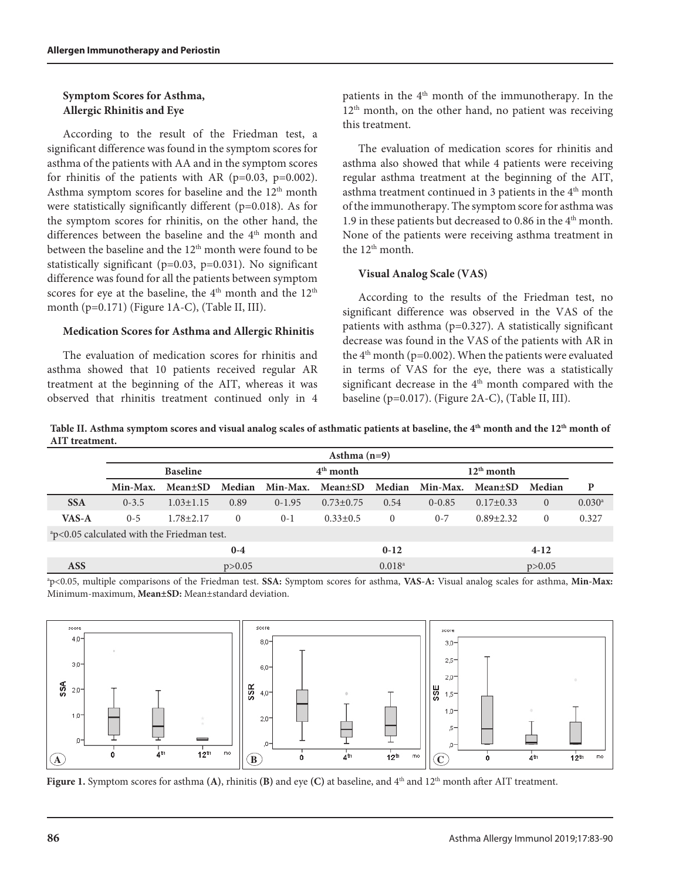### Symptom Scores for Asthma, Allergic Rhinitis and Eye

According to the result of the Friedman test, a significant difference was found in the symptom scores for asthma of the patients with AA and in the symptom scores for rhinitis of the patients with AR (p=0.03, p=0.002). Asthma symptom scores for baseline and the 12[th] month were statistically significantly different (p=0.018). As for the symptom scores for rhinitis, on the other hand, the differences between the baseline and the 4[th] month and between the baseline and the 12[th] month were found to be statistically significant (p=0.03, p=0.031). No significant difference was found for all the patients between symptom scores for eye at the baseline, the 4[th] month and the 12[th] month (p=0.171) (Figure 1A-C), (Table II, III).

### Medication Scores for Asthma and Allergic Rhinitis

The evaluation of medication scores for rhinitis and asthma showed that 10 patients received regular AR treatment at the beginning of the AIT, whereas it was observed that rhinitis treatment continued only in 4 patients in the 4[th] month of the immunotherapy. In the 12[th] month, on the other hand, no patient was receiving this treatment.

The evaluation of medication scores for rhinitis and asthma also showed that while 4 patients were receiving regular asthma treatment at the beginning of the AIT, asthma treatment continued in 3 patients in the 4[th] month of the immunotherapy. The symptom score for asthma was 1.9 in these patients but decreased to 0.86 in the 4[th] month. None of the patients were receiving asthma treatment in the 12[th] month.

### Visual Analog Scale (VAS)

According to the results of the Friedman test, no significant difference was observed in the VAS of the patients with asthma (p=0.327). A statistically significant decrease was found in the VAS of the patients with AR in the 4[th] month (p=0.002). When the patients were evaluated in terms of VAS for the eye, there was a statistically significant decrease in the 4[th] month compared with the baseline (p=0.017). (Figure 2A-C), (Table II, III).

**Table II. Asthma symptom scores and visual analog scales of asthmatic patients at baseline, the 4[th] month and the 12[th] month of AIT treatment.**

| | Asthma (n=9) | | | | | | | | | |
|---|---|---|---|---|---|---|---|---|---|---|
| | Baseline | | | 4[th] month | | | 12[th] month | | | |
| | Min-Max. | Mean±SD | Median | Min-Max. | Mean±SD | Median | Min-Max. | Mean±SD | Median | P |
| **SSA** | 0-3.5 | 1.03±1.15 | 0.89 | 0-1.95 | 0.73±0.75 | 0.54 | 0-0.85 | 0.17±0.33 | 0 | 0.030[a] |
| **VAS-A** | 0-5 | 1.78±2.17 | 0 | 0-1 | 0.33±0.5 | 0 | 0-7 | 0.89±2.32 | 0 | 0.327 |
| [a]p<0.05 calculated with the Friedman test. | | | | | | | | | | |
| | | | 0-4 | | | 0-12 | | | 4-12 | |
| **ASS** | | | p>0.05 | | | 0.018[a] | | | p>0.05 | |

[a]p<0.05, multiple comparisons of the Friedman test. **SSA:** Symptom scores for asthma, **VAS-A:** Visual analog scales for asthma, **Min-Max:** Minimum-maximum, **Mean±SD:** Mean±standard deviation.

**Figure 1.** Symptom scores for asthma **(A)**, rhinitis **(B)** and eye **(C)** at baseline, and 4[th] and 12[th] month after AIT treatment.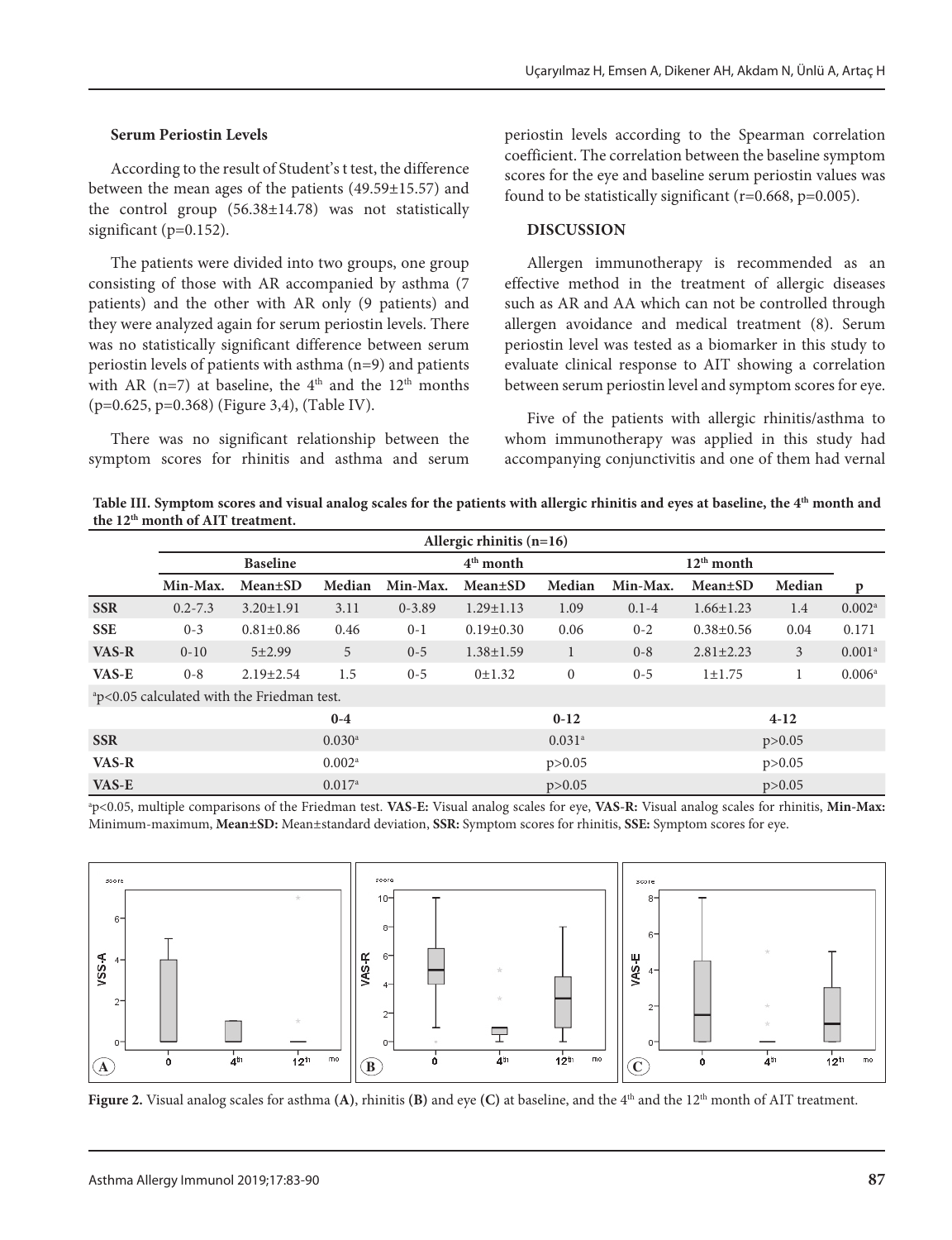### Serum Periostin Levels

According to the result of Student's t test, the difference between the mean ages of the patients (49.59±15.57) and the control group (56.38±14.78) was not statistically significant (p=0.152).

The patients were divided into two groups, one group consisting of those with AR accompanied by asthma (7 patients) and the other with AR only (9 patients) and they were analyzed again for serum periostin levels. There was no statistically significant difference between serum periostin levels of patients with asthma (n=9) and patients with AR (n=7) at baseline, the 4th and the 12th months (p=0.625, p=0.368) (Figure 3,4), (Table IV).

There was no significant relationship between the symptom scores for rhinitis and asthma and serum periostin levels according to the Spearman correlation coefficient. The correlation between the baseline symptom scores for the eye and baseline serum periostin values was found to be statistically significant (r=0.668, p=0.005).

## DISCUSSION

Allergen immunotherapy is recommended as an effective method in the treatment of allergic diseases such as AR and AA which can not be controlled through allergen avoidance and medical treatment (8). Serum periostin level was tested as a biomarker in this study to evaluate clinical response to AIT showing a correlation between serum periostin level and symptom scores for eye.

Five of the patients with allergic rhinitis/asthma to whom immunotherapy was applied in this study had accompanying conjunctivitis and one of them had vernal

**Table III. Symptom scores and visual analog scales for the patients with allergic rhinitis and eyes at baseline, the 4th month and the 12th month of AIT treatment.**

| | Allergic rhinitis (n=16) | | | | | | | | | |
|---|---|---|---|---|---|---|---|---|---|---|
| | Baseline | | | 4th month | | | 12th month | | | |
| | Min-Max. | Mean±SD | Median | Min-Max. | Mean±SD | Median | Min-Max. | Mean±SD | Median | p |
| **SSR** | 0.2-7.3 | 3.20±1.91 | 3.11 | 0-3.89 | 1.29±1.13 | 1.09 | 0.1-4 | 1.66±1.23 | 1.4 | 0.002[a] |
| **SSE** | 0-3 | 0.81±0.86 | 0.46 | 0-1 | 0.19±0.30 | 0.06 | 0-2 | 0.38±0.56 | 0.04 | 0.171 |
| **VAS-R** | 0-10 | 5±2.99 | 5 | 0-5 | 1.38±1.59 | 1 | 0-8 | 2.81±2.23 | 3 | 0.001[a] |
| **VAS-E** | 0-8 | 2.19±2.54 | 1.5 | 0-5 | 0±1.32 | 0 | 0-5 | 1±1.75 | 1 | 0.006[a] |
| [a]p<0.05 calculated with the Friedman test. | | | | | | | | | | |
| | 0-4 | | | 0-12 | | | 4-12 | | | |
| **SSR** | 0.030[a] | | | 0.031[a] | | | p>0.05 | | | |
| **VAS-R** | 0.002[a] | | | p>0.05 | | | p>0.05 | | | |
| **VAS-E** | 0.017[a] | | | p>0.05 | | | p>0.05 | | | |

[a]p<0.05, multiple comparisons of the Friedman test. **VAS-E:** Visual analog scales for eye, **VAS-R:** Visual analog scales for rhinitis, **Min-Max:** Minimum-maximum, **Mean±SD:** Mean±standard deviation, **SSR:** Symptom scores for rhinitis, **SSE:** Symptom scores for eye.

**Figure 2.** Visual analog scales for asthma **(A)**, rhinitis **(B)** and eye **(C)** at baseline, and the 4th and the 12th month of AIT treatment.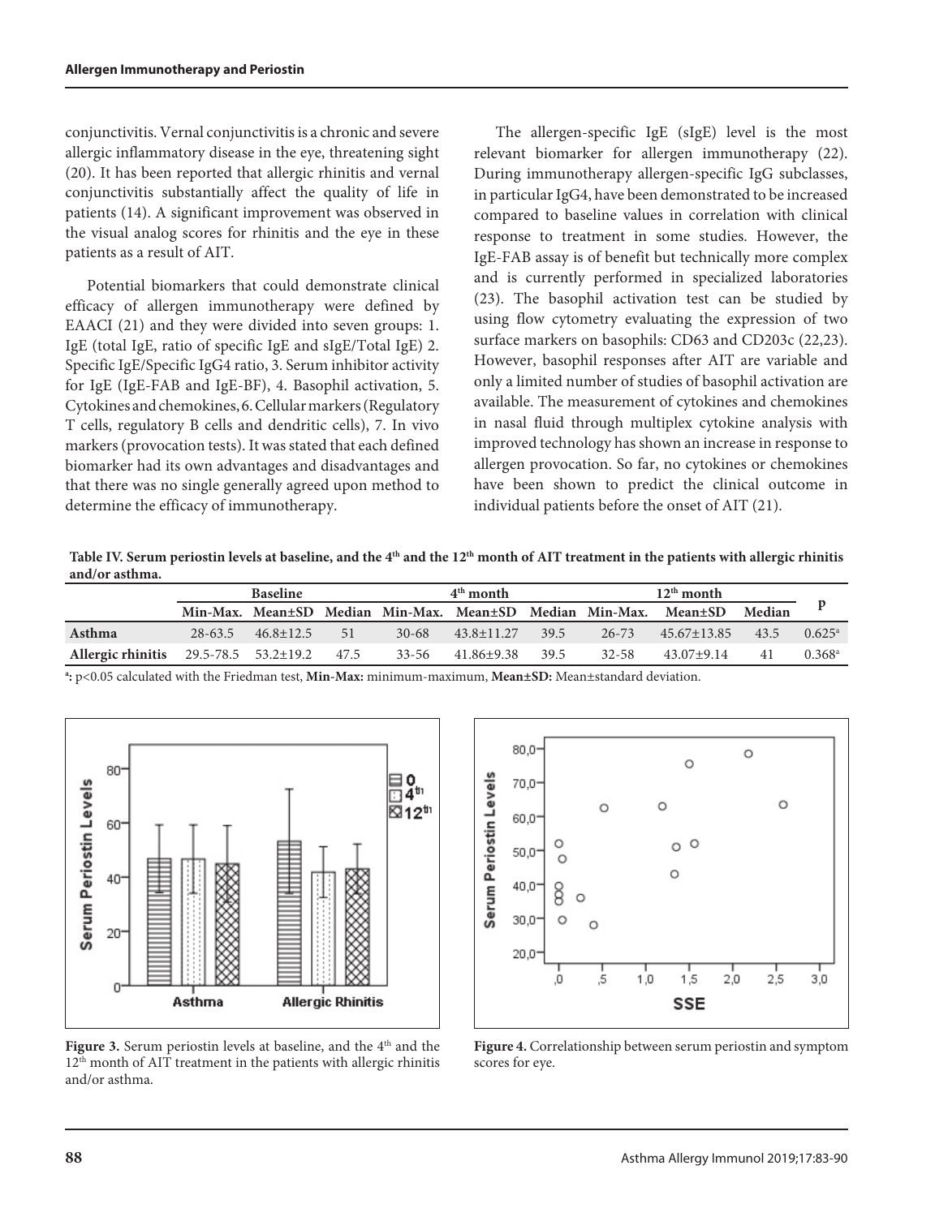conjunctivitis. Vernal conjunctivitis is a chronic and severe allergic inflammatory disease in the eye, threatening sight (20). It has been reported that allergic rhinitis and vernal conjunctivitis substantially affect the quality of life in patients (14). A significant improvement was observed in the visual analog scores for rhinitis and the eye in these patients as a result of AIT.

Potential biomarkers that could demonstrate clinical efficacy of allergen immunotherapy were defined by EAACI (21) and they were divided into seven groups: 1. IgE (total IgE, ratio of specific IgE and sIgE/Total IgE) 2. Specific IgE/Specific IgG4 ratio, 3. Serum inhibitor activity for IgE (IgE-FAB and IgE-BF), 4. Basophil activation, 5. Cytokines and chemokines, 6. Cellular markers (Regulatory T cells, regulatory B cells and dendritic cells), 7. In vivo markers (provocation tests). It was stated that each defined biomarker had its own advantages and disadvantages and that there was no single generally agreed upon method to determine the efficacy of immunotherapy.

The allergen-specific IgE (sIgE) level is the most relevant biomarker for allergen immunotherapy (22). During immunotherapy allergen-specific IgG subclasses, in particular IgG4, have been demonstrated to be increased compared to baseline values in correlation with clinical response to treatment in some studies. However, the IgE-FAB assay is of benefit but technically more complex and is currently performed in specialized laboratories (23). The basophil activation test can be studied by using flow cytometry evaluating the expression of two surface markers on basophils: CD63 and CD203c (22,23). However, basophil responses after AIT are variable and only a limited number of studies of basophil activation are available. The measurement of cytokines and chemokines in nasal fluid through multiplex cytokine analysis with improved technology has shown an increase in response to allergen provocation. So far, no cytokines or chemokines have been shown to predict the clinical outcome in individual patients before the onset of AIT (21).

**Table IV. Serum periostin levels at baseline, and the 4th and the 12th month of AIT treatment in the patients with allergic rhinitis and/or asthma.**

| | Baseline | | | 4th month | | | 12th month | | | p |
|---|---|---|---|---|---|---|---|---|---|---|
| | Min-Max. | Mean±SD | Median | Min-Max. | Mean±SD | Median | Min-Max. | Mean±SD | Median | |
| **Asthma** | 28-63.5 | 46.8±12.5 | 51 | 30-68 | 43.8±11.27 | 39.5 | 26-73 | 45.67±13.85 | 43.5 | 0.625[a] |
| **Allergic rhinitis** | 29.5-78.5 | 53.2±19.2 | 47.5 | 33-56 | 41.86±9.38 | 39.5 | 32-58 | 43.07±9.14 | 41 | 0.368[a] |

[a]: p<0.05 calculated with the Friedman test, **Min-Max:** minimum-maximum, **Mean±SD:** Mean±standard deviation.

**Figure 3.** Serum periostin levels at baseline, and the 4th and the 12th month of AIT treatment in the patients with allergic rhinitis and/or asthma.

**Figure 4.** Correlationship between serum periostin and symptom scores for eye.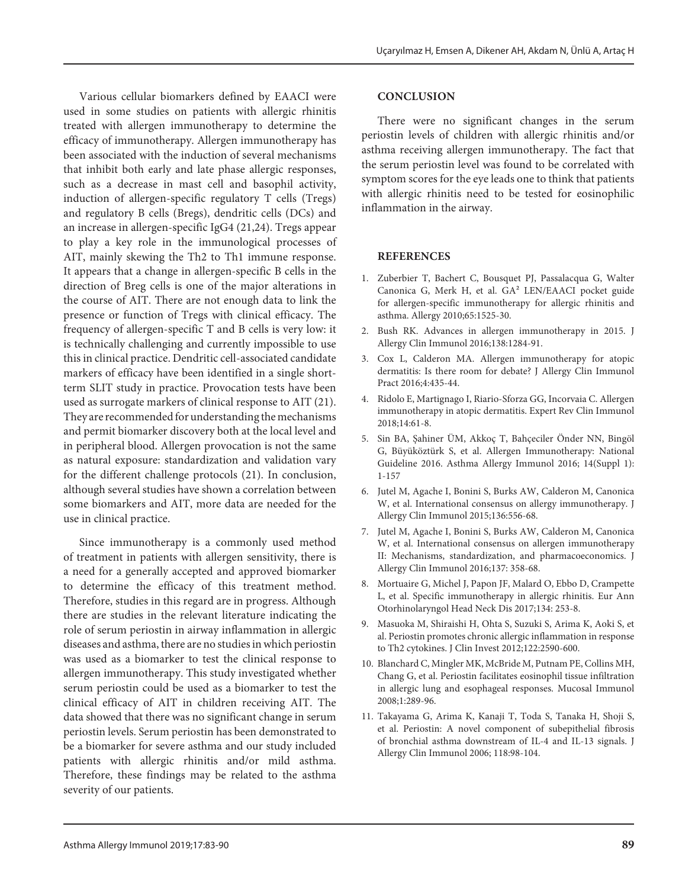Various cellular biomarkers defined by EAACI were used in some studies on patients with allergic rhinitis treated with allergen immunotherapy to determine the efficacy of immunotherapy. Allergen immunotherapy has been associated with the induction of several mechanisms that inhibit both early and late phase allergic responses, such as a decrease in mast cell and basophil activity, induction of allergen-specific regulatory T cells (Tregs) and regulatory B cells (Bregs), dendritic cells (DCs) and an increase in allergen-specific IgG4 (21,24). Tregs appear to play a key role in the immunological processes of AIT, mainly skewing the Th2 to Th1 immune response. It appears that a change in allergen-specific B cells in the direction of Breg cells is one of the major alterations in the course of AIT. There are not enough data to link the presence or function of Tregs with clinical efficacy. The frequency of allergen-specific T and B cells is very low: it is technically challenging and currently impossible to use this in clinical practice. Dendritic cell-associated candidate markers of efficacy have been identified in a single short-term SLIT study in practice. Provocation tests have been used as surrogate markers of clinical response to AIT (21). They are recommended for understanding the mechanisms and permit biomarker discovery both at the local level and in peripheral blood. Allergen provocation is not the same as natural exposure: standardization and validation vary for the different challenge protocols (21). In conclusion, although several studies have shown a correlation between some biomarkers and AIT, more data are needed for the use in clinical practice.

Since immunotherapy is a commonly used method of treatment in patients with allergen sensitivity, there is a need for a generally accepted and approved biomarker to determine the efficacy of this treatment method. Therefore, studies in this regard are in progress. Although there are studies in the relevant literature indicating the role of serum periostin in airway inflammation in allergic diseases and asthma, there are no studies in which periostin was used as a biomarker to test the clinical response to allergen immunotherapy. This study investigated whether serum periostin could be used as a biomarker to test the clinical efficacy of AIT in children receiving AIT. The data showed that there was no significant change in serum periostin levels. Serum periostin has been demonstrated to be a biomarker for severe asthma and our study included patients with allergic rhinitis and/or mild asthma. Therefore, these findings may be related to the asthma severity of our patients.

## CONCLUSION

There were no significant changes in the serum periostin levels of children with allergic rhinitis and/or asthma receiving allergen immunotherapy. The fact that the serum periostin level was found to be correlated with symptom scores for the eye leads one to think that patients with allergic rhinitis need to be tested for eosinophilic inflammation in the airway.

## REFERENCES

1. Zuberbier T, Bachert C, Bousquet PJ, Passalacqua G, Walter Canonica G, Merk H, et al. GA² LEN/EAACI pocket guide for allergen-specific immunotherapy for allergic rhinitis and asthma. Allergy 2010;65:1525-30.
2. Bush RK. Advances in allergen immunotherapy in 2015. J Allergy Clin Immunol 2016;138:1284-91.
3. Cox L, Calderon MA. Allergen immunotherapy for atopic dermatitis: Is there room for debate? J Allergy Clin Immunol Pract 2016;4:435-44.
4. Ridolo E, Martignago I, Riario-Sforza GG, Incorvaia C. Allergen immunotherapy in atopic dermatitis. Expert Rev Clin Immunol 2018;14:61-8.
5. Sin BA, Şahiner ÜM, Akkoç T, Bahçeciler Önder NN, Bingöl G, Büyüköztürk S, et al. Allergen Immunotherapy: National Guideline 2016. Asthma Allergy Immunol 2016; 14(Suppl 1): 1-157
6. Jutel M, Agache I, Bonini S, Burks AW, Calderon M, Canonica W, et al. International consensus on allergy immunotherapy. J Allergy Clin Immunol 2015;136:556-68.
7. Jutel M, Agache I, Bonini S, Burks AW, Calderon M, Canonica W, et al. International consensus on allergen immunotherapy II: Mechanisms, standardization, and pharmacoeconomics. J Allergy Clin Immunol 2016;137: 358-68.
8. Mortuaire G, Michel J, Papon JF, Malard O, Ebbo D, Crampette L, et al. Specific immunotherapy in allergic rhinitis. Eur Ann Otorhinolaryngol Head Neck Dis 2017;134: 253-8.
9. Masuoka M, Shiraishi H, Ohta S, Suzuki S, Arima K, Aoki S, et al. Periostin promotes chronic allergic inflammation in response to Th2 cytokines. J Clin Invest 2012;122:2590-600.
10. Blanchard C, Mingler MK, McBride M, Putnam PE, Collins MH, Chang G, et al. Periostin facilitates eosinophil tissue infiltration in allergic lung and esophageal responses. Mucosal Immunol 2008;1:289-96.
11. Takayama G, Arima K, Kanaji T, Toda S, Tanaka H, Shoji S, et al. Periostin: A novel component of subepithelial fibrosis of bronchial asthma downstream of IL-4 and IL-13 signals. J Allergy Clin Immunol 2006; 118:98-104.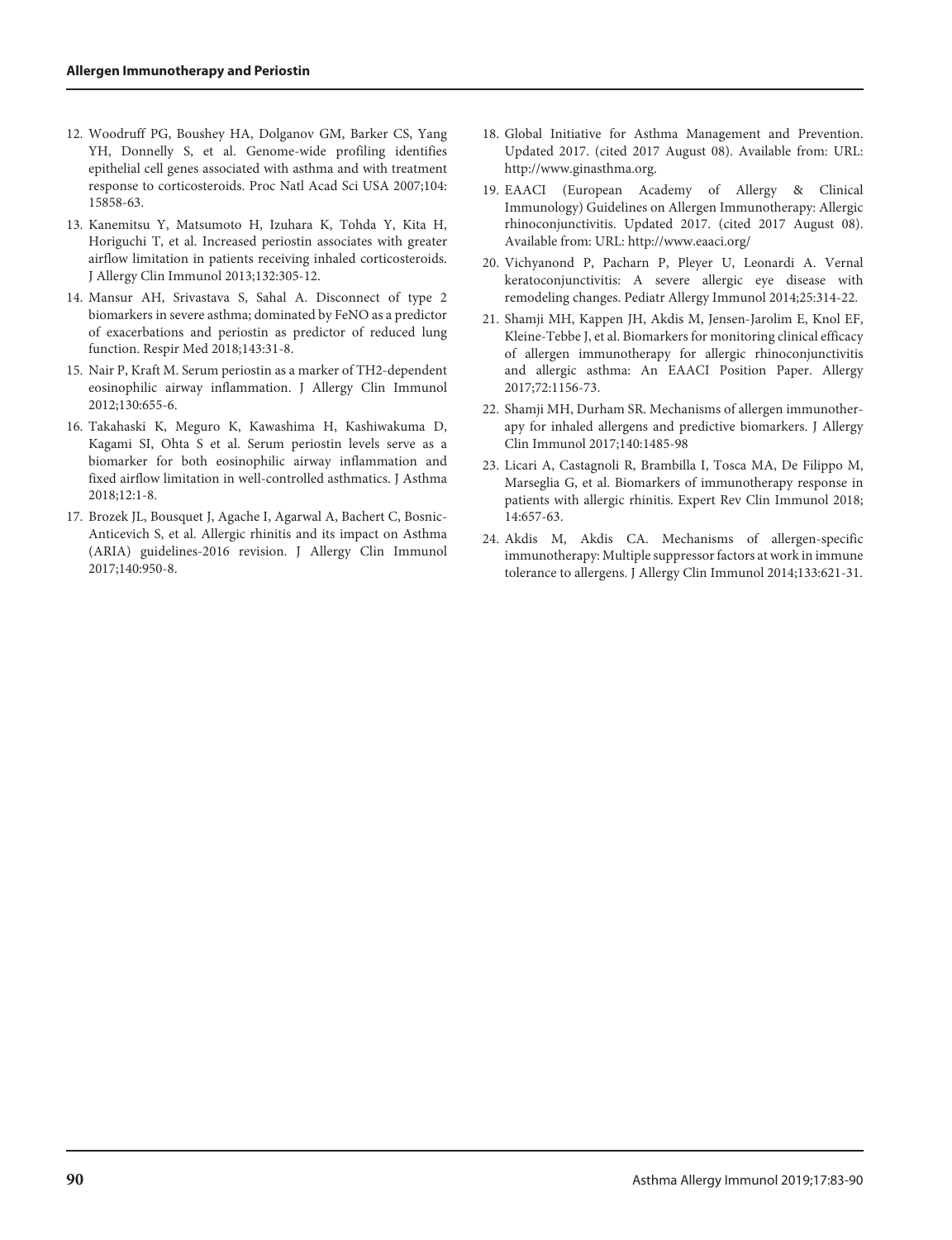12. Woodruff PG, Boushey HA, Dolganov GM, Barker CS, Yang YH, Donnelly S, et al. Genome-wide profiling identifies epithelial cell genes associated with asthma and with treatment response to corticosteroids. Proc Natl Acad Sci USA 2007;104: 15858-63.
13. Kanemitsu Y, Matsumoto H, Izuhara K, Tohda Y, Kita H, Horiguchi T, et al. Increased periostin associates with greater airflow limitation in patients receiving inhaled corticosteroids. J Allergy Clin Immunol 2013;132:305-12.
14. Mansur AH, Srivastava S, Sahal A. Disconnect of type 2 biomarkers in severe asthma; dominated by FeNO as a predictor of exacerbations and periostin as predictor of reduced lung function. Respir Med 2018;143:31-8.
15. Nair P, Kraft M. Serum periostin as a marker of TH2-dependent eosinophilic airway inflammation. J Allergy Clin Immunol 2012;130:655-6.
16. Takahaski K, Meguro K, Kawashima H, Kashiwakuma D, Kagami SI, Ohta S et al. Serum periostin levels serve as a biomarker for both eosinophilic airway inflammation and fixed airflow limitation in well-controlled asthmatics. J Asthma 2018;12:1-8.
17. Brozek JL, Bousquet J, Agache I, Agarwal A, Bachert C, Bosnic-Anticevich S, et al. Allergic rhinitis and its impact on Asthma (ARIA) guidelines-2016 revision. J Allergy Clin Immunol 2017;140:950-8.
18. Global Initiative for Asthma Management and Prevention. Updated 2017. (cited 2017 August 08). Available from: URL: http://www.ginasthma.org.
19. EAACI (European Academy of Allergy & Clinical Immunology) Guidelines on Allergen Immunotherapy: Allergic rhinoconjunctivitis. Updated 2017. (cited 2017 August 08). Available from: URL: http://www.eaaci.org/
20. Vichyanond P, Pacharn P, Pleyer U, Leonardi A. Vernal keratoconjunctivitis: A severe allergic eye disease with remodeling changes. Pediatr Allergy Immunol 2014;25:314-22.
21. Shamji MH, Kappen JH, Akdis M, Jensen-Jarolim E, Knol EF, Kleine-Tebbe J, et al. Biomarkers for monitoring clinical efficacy of allergen immunotherapy for allergic rhinoconjunctivitis and allergic asthma: An EAACI Position Paper. Allergy 2017;72:1156-73.
22. Shamji MH, Durham SR. Mechanisms of allergen immunotherapy for inhaled allergens and predictive biomarkers. J Allergy Clin Immunol 2017;140:1485-98
23. Licari A, Castagnoli R, Brambilla I, Tosca MA, De Filippo M, Marseglia G, et al. Biomarkers of immunotherapy response in patients with allergic rhinitis. Expert Rev Clin Immunol 2018; 14:657-63.
24. Akdis M, Akdis CA. Mechanisms of allergen-specific immunotherapy: Multiple suppressor factors at work in immune tolerance to allergens. J Allergy Clin Immunol 2014;133:621-31.